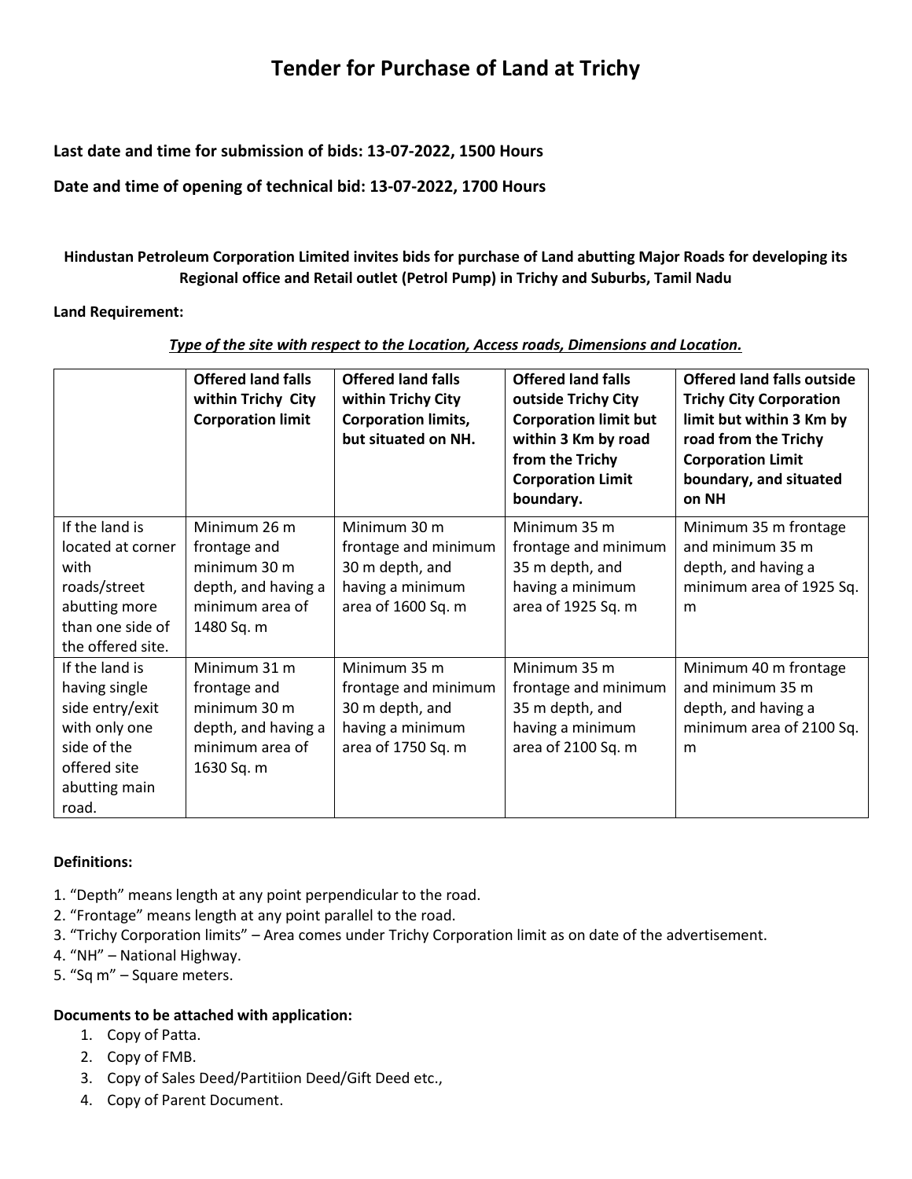# Tender for Purchase of Land at Trichy

**Last date and time for submission of bids: 13-07-2022, 1500 Hours**

**Date and time of opening of technical bid: 13-07-2022, 1700 Hours**

**Hindustan Petroleum Corporation Limited invites bids for purchase of Land abutting Major Roads for developing its Regional office and Retail outlet (Petrol Pump) in Trichy and Suburbs, Tamil Nadu**

**Land Requirement:**

***Type of the site with respect to the Location, Access roads, Dimensions and Location.***

| | **Offered land falls within Trichy City Corporation limit** | **Offered land falls within Trichy City Corporation limits, but situated on NH.** | **Offered land falls outside Trichy City Corporation limit but within 3 Km by road from the Trichy Corporation Limit boundary.** | **Offered land falls outside Trichy City Corporation limit but within 3 Km by road from the Trichy Corporation Limit boundary, and situated on NH** |
|---|---|---|---|---|
| If the land is located at corner with roads/street abutting more than one side of the offered site. | Minimum 26 m frontage and minimum 30 m depth, and having a minimum area of 1480 Sq. m | Minimum 30 m frontage and minimum 30 m depth, and having a minimum area of 1600 Sq. m | Minimum 35 m frontage and minimum 35 m depth, and having a minimum area of 1925 Sq. m | Minimum 35 m frontage and minimum 35 m depth, and having a minimum area of 1925 Sq. m |
| If the land is having single side entry/exit with only one side of the offered site abutting main road. | Minimum 31 m frontage and minimum 30 m depth, and having a minimum area of 1630 Sq. m | Minimum 35 m frontage and minimum 30 m depth, and having a minimum area of 1750 Sq. m | Minimum 35 m frontage and minimum 35 m depth, and having a minimum area of 2100 Sq. m | Minimum 40 m frontage and minimum 35 m depth, and having a minimum area of 2100 Sq. m |

**Definitions:**

1. "Depth" means length at any point perpendicular to the road.
2. "Frontage" means length at any point parallel to the road.
3. "Trichy Corporation limits" – Area comes under Trichy Corporation limit as on date of the advertisement.
4. "NH" – National Highway.
5. "Sq m" – Square meters.

**Documents to be attached with application:**

1. Copy of Patta.
2. Copy of FMB.
3. Copy of Sales Deed/Partitiion Deed/Gift Deed etc.,
4. Copy of Parent Document.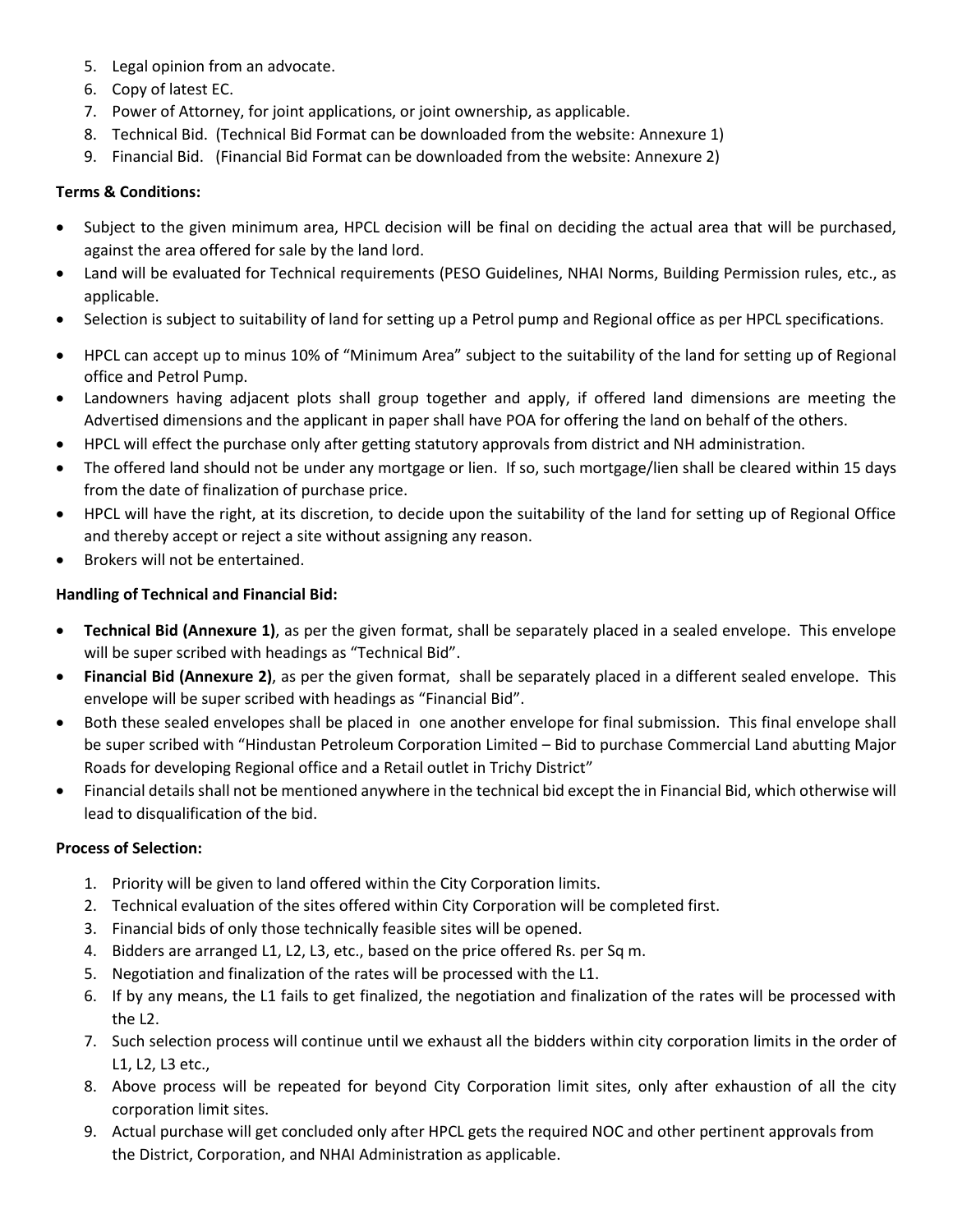5. Legal opinion from an advocate.
6. Copy of latest EC.
7. Power of Attorney, for joint applications, or joint ownership, as applicable.
8. Technical Bid. (Technical Bid Format can be downloaded from the website: Annexure 1)
9. Financial Bid. (Financial Bid Format can be downloaded from the website: Annexure 2)

**Terms & Conditions:**

- Subject to the given minimum area, HPCL decision will be final on deciding the actual area that will be purchased, against the area offered for sale by the land lord.
- Land will be evaluated for Technical requirements (PESO Guidelines, NHAI Norms, Building Permission rules, etc., as applicable.
- Selection is subject to suitability of land for setting up a Petrol pump and Regional office as per HPCL specifications.
- HPCL can accept up to minus 10% of "Minimum Area" subject to the suitability of the land for setting up of Regional office and Petrol Pump.
- Landowners having adjacent plots shall group together and apply, if offered land dimensions are meeting the Advertised dimensions and the applicant in paper shall have POA for offering the land on behalf of the others.
- HPCL will effect the purchase only after getting statutory approvals from district and NH administration.
- The offered land should not be under any mortgage or lien. If so, such mortgage/lien shall be cleared within 15 days from the date of finalization of purchase price.
- HPCL will have the right, at its discretion, to decide upon the suitability of the land for setting up of Regional Office and thereby accept or reject a site without assigning any reason.
- Brokers will not be entertained.

**Handling of Technical and Financial Bid:**

- **Technical Bid (Annexure 1)**, as per the given format, shall be separately placed in a sealed envelope. This envelope will be super scribed with headings as "Technical Bid".
- **Financial Bid (Annexure 2)**, as per the given format, shall be separately placed in a different sealed envelope. This envelope will be super scribed with headings as "Financial Bid".
- Both these sealed envelopes shall be placed in one another envelope for final submission. This final envelope shall be super scribed with "Hindustan Petroleum Corporation Limited – Bid to purchase Commercial Land abutting Major Roads for developing Regional office and a Retail outlet in Trichy District"
- Financial details shall not be mentioned anywhere in the technical bid except the in Financial Bid, which otherwise will lead to disqualification of the bid.

**Process of Selection:**

1. Priority will be given to land offered within the City Corporation limits.
2. Technical evaluation of the sites offered within City Corporation will be completed first.
3. Financial bids of only those technically feasible sites will be opened.
4. Bidders are arranged L1, L2, L3, etc., based on the price offered Rs. per Sq m.
5. Negotiation and finalization of the rates will be processed with the L1.
6. If by any means, the L1 fails to get finalized, the negotiation and finalization of the rates will be processed with the L2.
7. Such selection process will continue until we exhaust all the bidders within city corporation limits in the order of L1, L2, L3 etc.,
8. Above process will be repeated for beyond City Corporation limit sites, only after exhaustion of all the city corporation limit sites.
9. Actual purchase will get concluded only after HPCL gets the required NOC and other pertinent approvals from the District, Corporation, and NHAI Administration as applicable.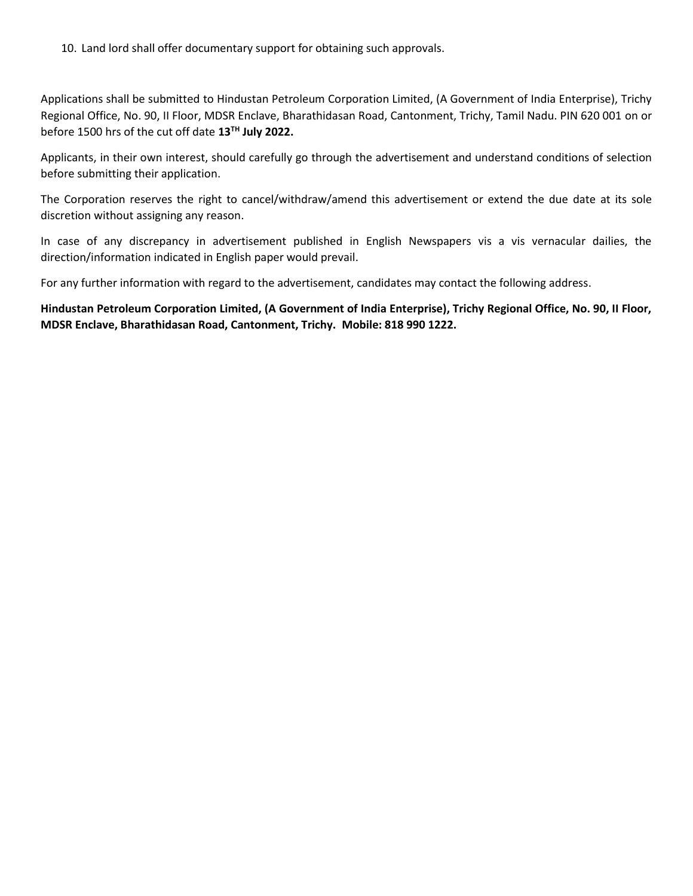10. Land lord shall offer documentary support for obtaining such approvals.

Applications shall be submitted to Hindustan Petroleum Corporation Limited, (A Government of India Enterprise), Trichy Regional Office, No. 90, II Floor, MDSR Enclave, Bharathidasan Road, Cantonment, Trichy, Tamil Nadu. PIN 620 001 on or before 1500 hrs of the cut off date **13TH July 2022.**

Applicants, in their own interest, should carefully go through the advertisement and understand conditions of selection before submitting their application.

The Corporation reserves the right to cancel/withdraw/amend this advertisement or extend the due date at its sole discretion without assigning any reason.

In case of any discrepancy in advertisement published in English Newspapers vis a vis vernacular dailies, the direction/information indicated in English paper would prevail.

For any further information with regard to the advertisement, candidates may contact the following address.

**Hindustan Petroleum Corporation Limited, (A Government of India Enterprise), Trichy Regional Office, No. 90, II Floor, MDSR Enclave, Bharathidasan Road, Cantonment, Trichy. Mobile: 818 990 1222.**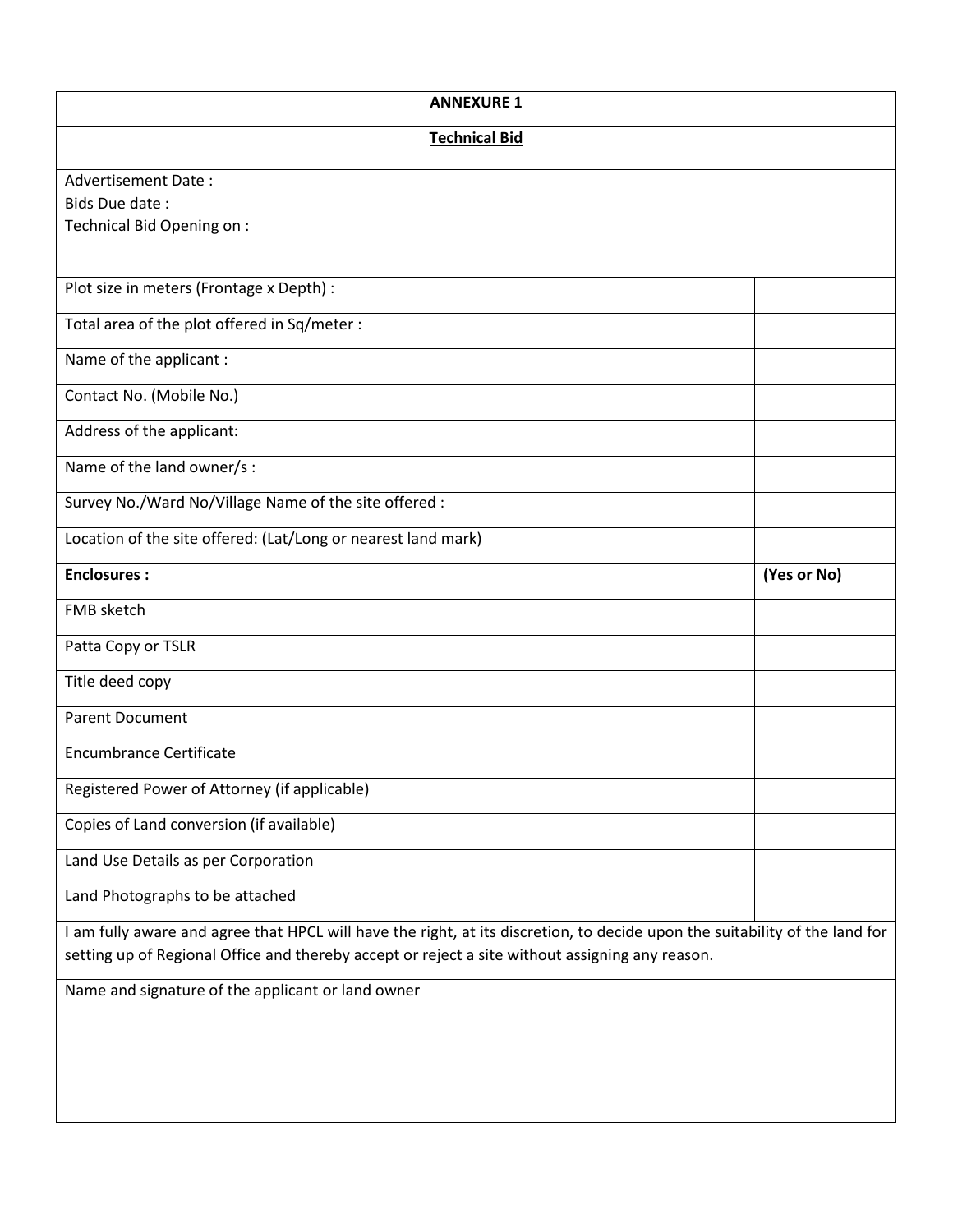## ANNEXURE 1

### Technical Bid

Advertisement Date :
Bids Due date :
Technical Bid Opening on :

| | |
|---|---|
| Plot size in meters (Frontage x Depth) : | |
| Total area of the plot offered in Sq/meter : | |
| Name of the applicant : | |
| Contact No. (Mobile No.) | |
| Address of the applicant: | |
| Name of the land owner/s : | |
| Survey No./Ward No/Village Name of the site offered : | |
| Location of the site offered: (Lat/Long or nearest land mark) | |
| **Enclosures :** | **(Yes or No)** |
| FMB sketch | |
| Patta Copy or TSLR | |
| Title deed copy | |
| Parent Document | |
| Encumbrance Certificate | |
| Registered Power of Attorney (if applicable) | |
| Copies of Land conversion (if available) | |
| Land Use Details as per Corporation | |
| Land Photographs to be attached | |

I am fully aware and agree that HPCL will have the right, at its discretion, to decide upon the suitability of the land for setting up of Regional Office and thereby accept or reject a site without assigning any reason.

Name and signature of the applicant or land owner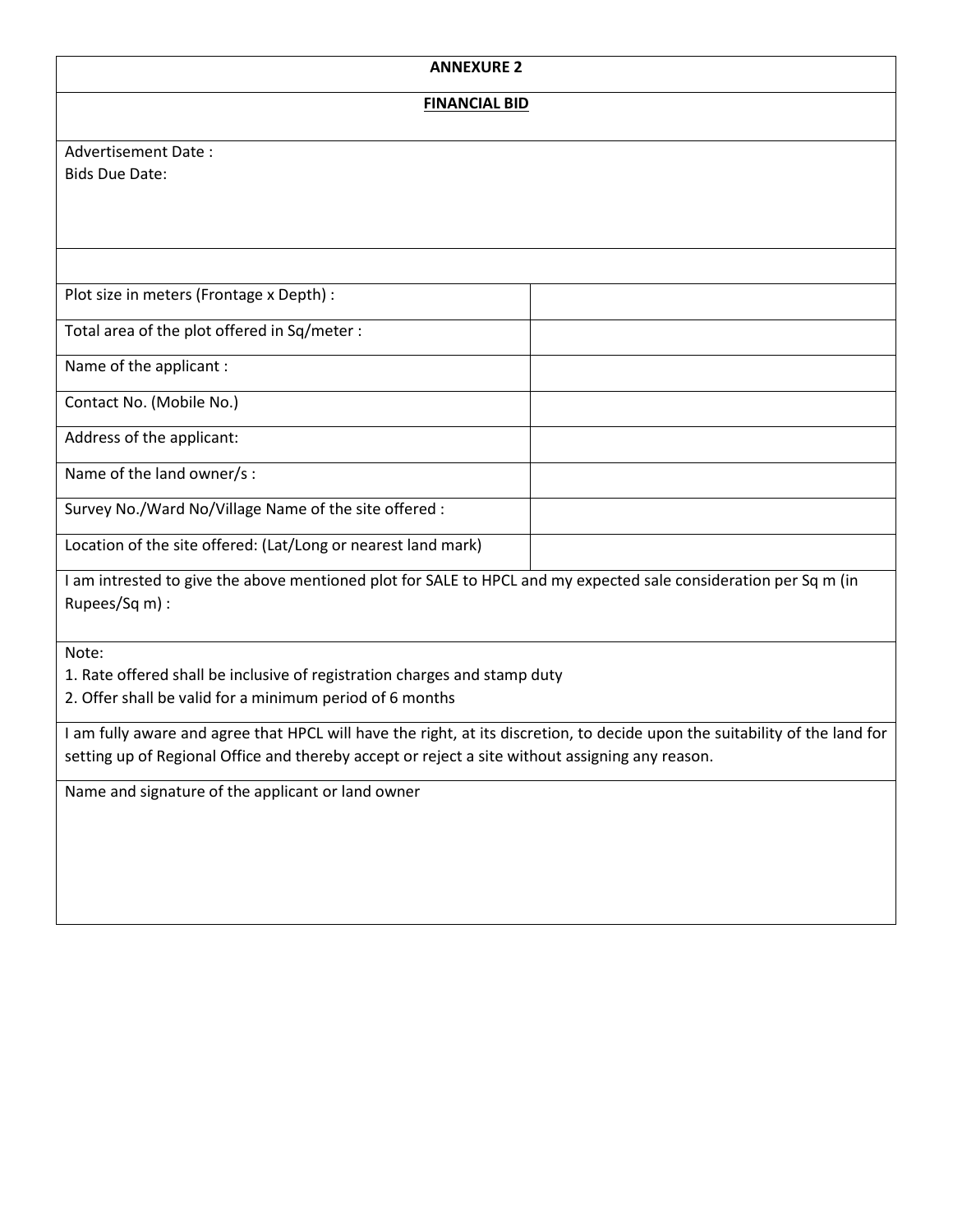**ANNEXURE 2**

**FINANCIAL BID**

Advertisement Date :
Bids Due Date:

| | |
|---|---|
| Plot size in meters (Frontage x Depth) : | |
| Total area of the plot offered in Sq/meter : | |
| Name of the applicant : | |
| Contact No. (Mobile No.) | |
| Address of the applicant: | |
| Name of the land owner/s : | |
| Survey No./Ward No/Village Name of the site offered : | |
| Location of the site offered: (Lat/Long or nearest land mark) | |

I am intrested to give the above mentioned plot for SALE to HPCL and my expected sale consideration per Sq m (in Rupees/Sq m) :

Note:
1. Rate offered shall be inclusive of registration charges and stamp duty
2. Offer shall be valid for a minimum period of 6 months

I am fully aware and agree that HPCL will have the right, at its discretion, to decide upon the suitability of the land for setting up of Regional Office and thereby accept or reject a site without assigning any reason.

Name and signature of the applicant or land owner